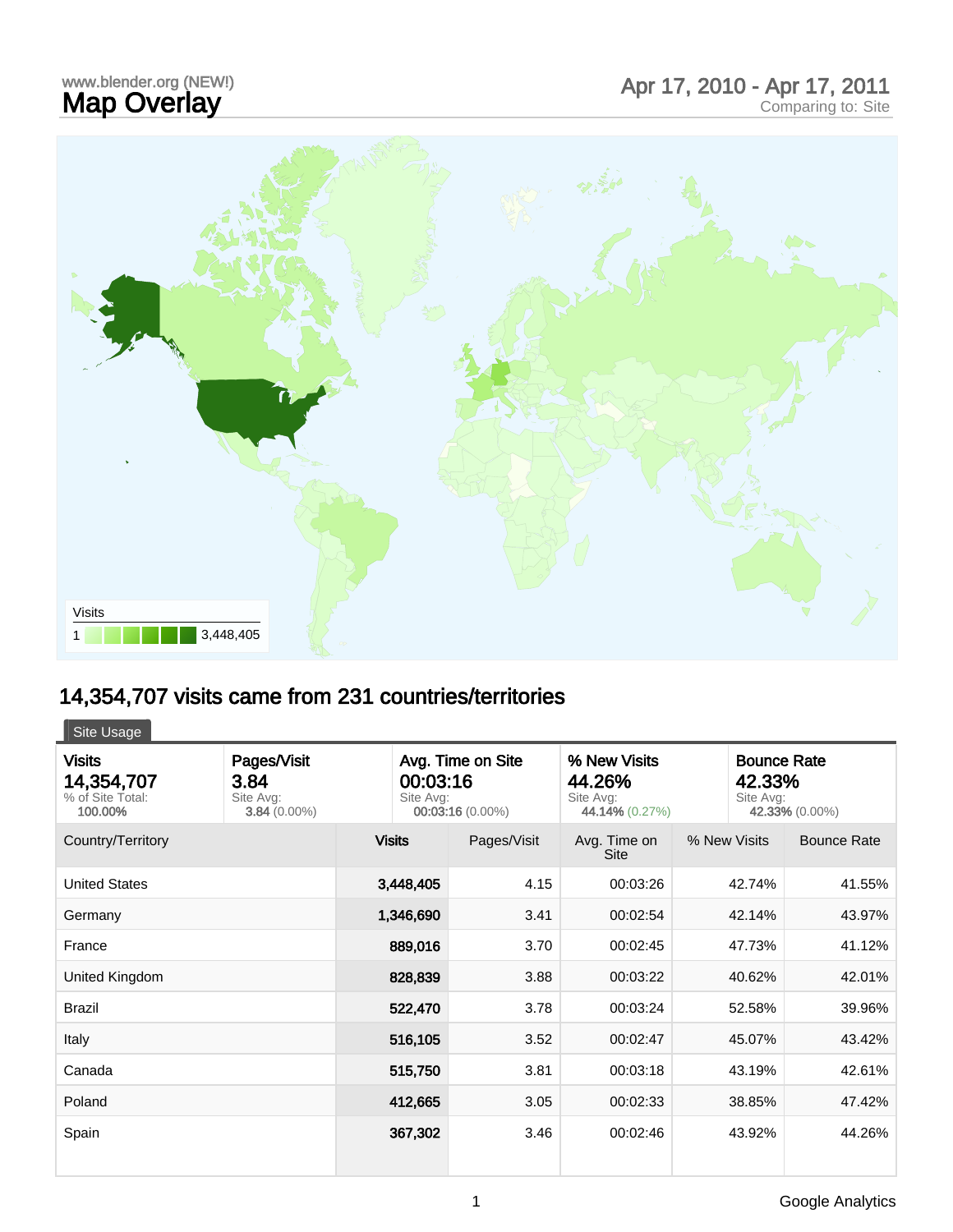www.blender.org (NEW!)

# Map Overlay

Apr 17, 2010 - Apr 17, 2011
Comparing to: Site

Visits

1 3,448,405

## 14,354,707 visits came from 231 countries/territories

Site Usage

| Visits | Pages/Visit | Avg. Time on Site | % New Visits | Bounce Rate |
|---|---|---|---|---|
| 14,354,707<br>% of Site Total: **100.00%** | 3.84<br>Site Avg: **3.84** (0.00%) | 00:03:16<br>Site Avg: **00:03:16** (0.00%) | 44.26%<br>Site Avg: **44.14%** (0.27%) | 42.33%<br>Site Avg: **42.33%** (0.00%) |

| Country/Territory | Visits | Pages/Visit | Avg. Time on Site | % New Visits | Bounce Rate |
|---|---|---|---|---|---|
| United States | 3,448,405 | 4.15 | 00:03:26 | 42.74% | 41.55% |
| Germany | 1,346,690 | 3.41 | 00:02:54 | 42.14% | 43.97% |
| France | 889,016 | 3.70 | 00:02:45 | 47.73% | 41.12% |
| United Kingdom | 828,839 | 3.88 | 00:03:22 | 40.62% | 42.01% |
| Brazil | 522,470 | 3.78 | 00:03:24 | 52.58% | 39.96% |
| Italy | 516,105 | 3.52 | 00:02:47 | 45.07% | 43.42% |
| Canada | 515,750 | 3.81 | 00:03:18 | 43.19% | 42.61% |
| Poland | 412,665 | 3.05 | 00:02:33 | 38.85% | 47.42% |
| Spain | 367,302 | 3.46 | 00:02:46 | 43.92% | 44.26% |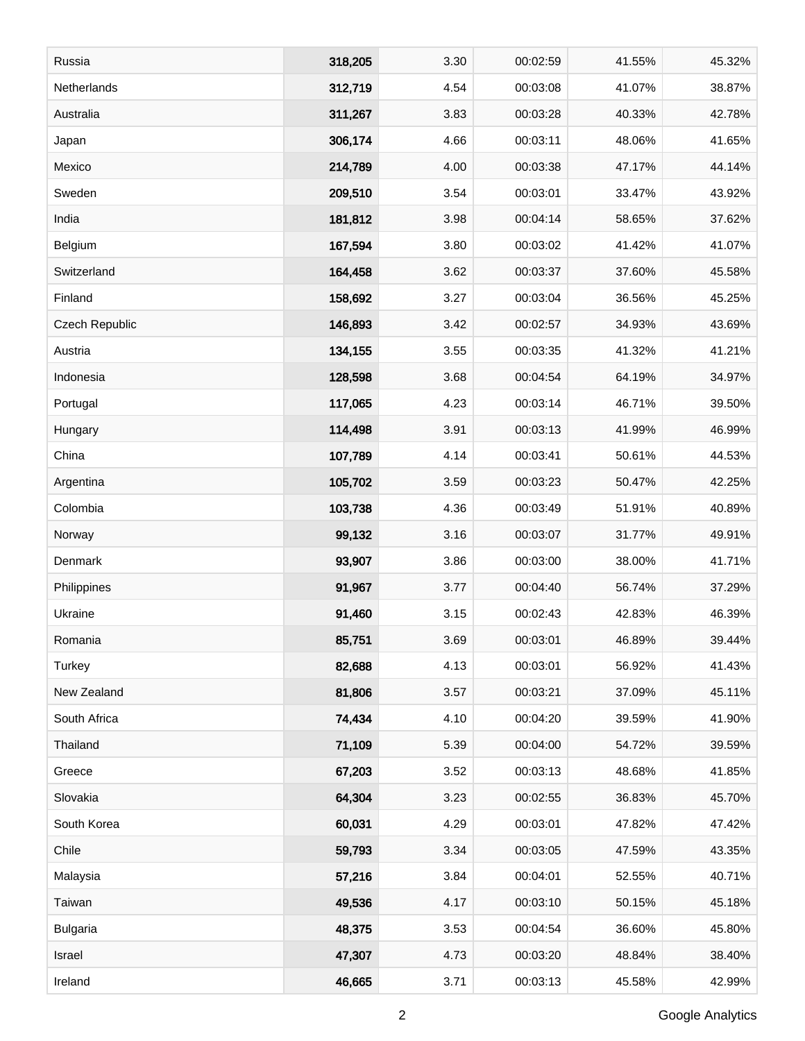| | | | | | |
|---|---|---|---|---|---|
| Russia | **318,205** | 3.30 | 00:02:59 | 41.55% | 45.32% |
| Netherlands | **312,719** | 4.54 | 00:03:08 | 41.07% | 38.87% |
| Australia | **311,267** | 3.83 | 00:03:28 | 40.33% | 42.78% |
| Japan | **306,174** | 4.66 | 00:03:11 | 48.06% | 41.65% |
| Mexico | **214,789** | 4.00 | 00:03:38 | 47.17% | 44.14% |
| Sweden | **209,510** | 3.54 | 00:03:01 | 33.47% | 43.92% |
| India | **181,812** | 3.98 | 00:04:14 | 58.65% | 37.62% |
| Belgium | **167,594** | 3.80 | 00:03:02 | 41.42% | 41.07% |
| Switzerland | **164,458** | 3.62 | 00:03:37 | 37.60% | 45.58% |
| Finland | **158,692** | 3.27 | 00:03:04 | 36.56% | 45.25% |
| Czech Republic | **146,893** | 3.42 | 00:02:57 | 34.93% | 43.69% |
| Austria | **134,155** | 3.55 | 00:03:35 | 41.32% | 41.21% |
| Indonesia | **128,598** | 3.68 | 00:04:54 | 64.19% | 34.97% |
| Portugal | **117,065** | 4.23 | 00:03:14 | 46.71% | 39.50% |
| Hungary | **114,498** | 3.91 | 00:03:13 | 41.99% | 46.99% |
| China | **107,789** | 4.14 | 00:03:41 | 50.61% | 44.53% |
| Argentina | **105,702** | 3.59 | 00:03:23 | 50.47% | 42.25% |
| Colombia | **103,738** | 4.36 | 00:03:49 | 51.91% | 40.89% |
| Norway | **99,132** | 3.16 | 00:03:07 | 31.77% | 49.91% |
| Denmark | **93,907** | 3.86 | 00:03:00 | 38.00% | 41.71% |
| Philippines | **91,967** | 3.77 | 00:04:40 | 56.74% | 37.29% |
| Ukraine | **91,460** | 3.15 | 00:02:43 | 42.83% | 46.39% |
| Romania | **85,751** | 3.69 | 00:03:01 | 46.89% | 39.44% |
| Turkey | **82,688** | 4.13 | 00:03:01 | 56.92% | 41.43% |
| New Zealand | **81,806** | 3.57 | 00:03:21 | 37.09% | 45.11% |
| South Africa | **74,434** | 4.10 | 00:04:20 | 39.59% | 41.90% |
| Thailand | **71,109** | 5.39 | 00:04:00 | 54.72% | 39.59% |
| Greece | **67,203** | 3.52 | 00:03:13 | 48.68% | 41.85% |
| Slovakia | **64,304** | 3.23 | 00:02:55 | 36.83% | 45.70% |
| South Korea | **60,031** | 4.29 | 00:03:01 | 47.82% | 47.42% |
| Chile | **59,793** | 3.34 | 00:03:05 | 47.59% | 43.35% |
| Malaysia | **57,216** | 3.84 | 00:04:01 | 52.55% | 40.71% |
| Taiwan | **49,536** | 4.17 | 00:03:10 | 50.15% | 45.18% |
| Bulgaria | **48,375** | 3.53 | 00:04:54 | 36.60% | 45.80% |
| Israel | **47,307** | 4.73 | 00:03:20 | 48.84% | 38.40% |
| Ireland | **46,665** | 3.71 | 00:03:13 | 45.58% | 42.99% |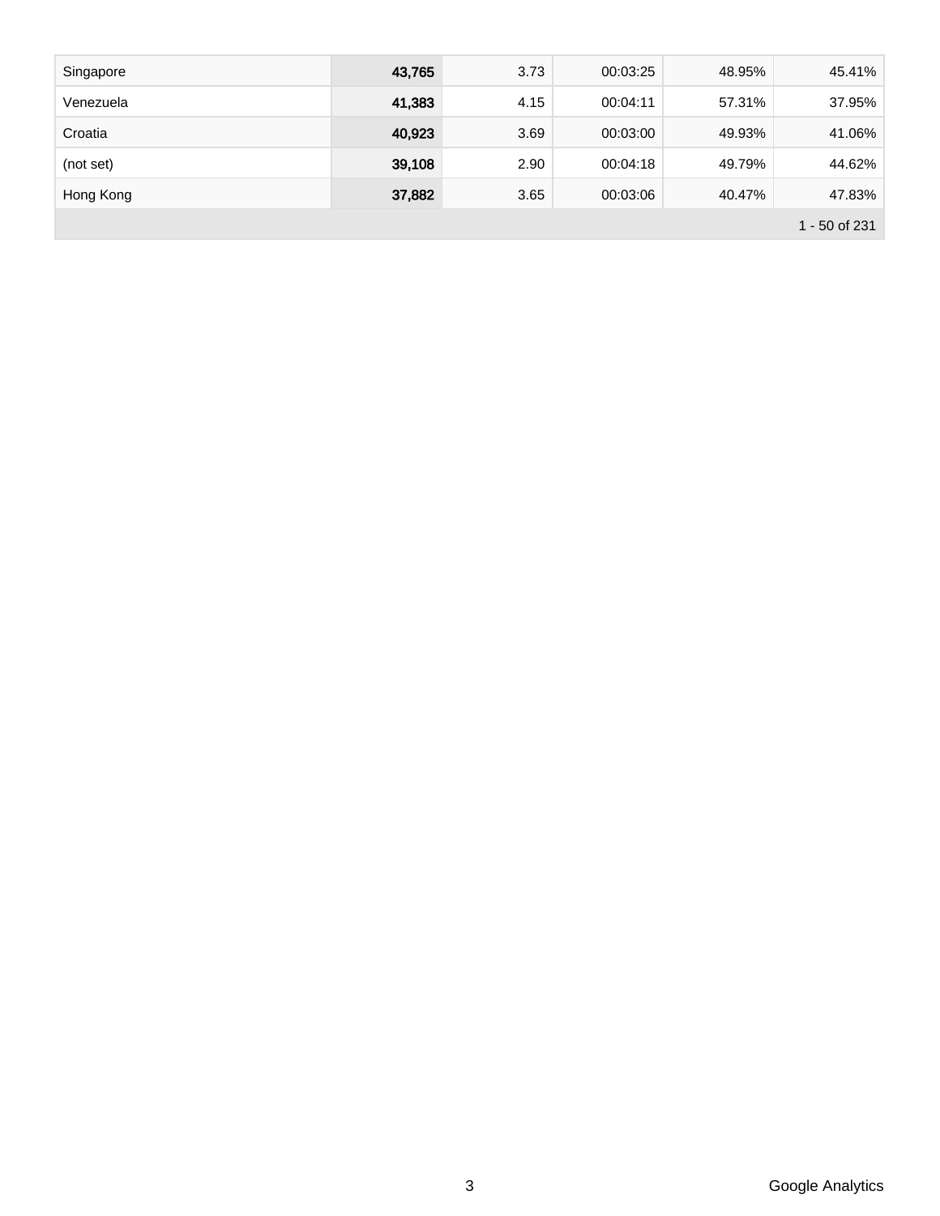| | | | | | |
|---|---|---|---|---|---|
| Singapore | **43,765** | 3.73 | 00:03:25 | 48.95% | 45.41% |
| Venezuela | **41,383** | 4.15 | 00:04:11 | 57.31% | 37.95% |
| Croatia | **40,923** | 3.69 | 00:03:00 | 49.93% | 41.06% |
| (not set) | **39,108** | 2.90 | 00:04:18 | 49.79% | 44.62% |
| Hong Kong | **37,882** | 3.65 | 00:03:06 | 40.47% | 47.83% |

1 - 50 of 231